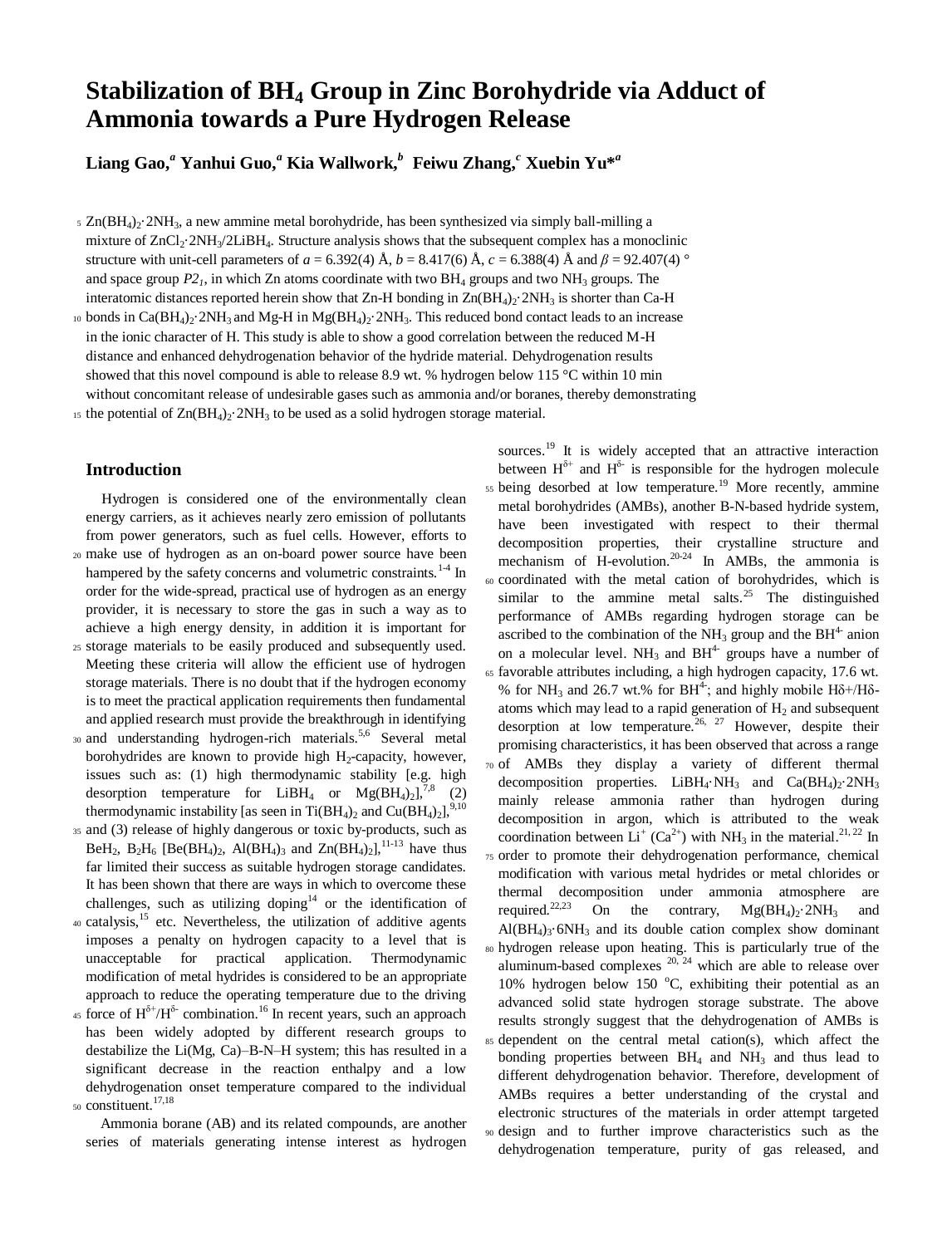# Stabilization of $BH_4$ Group in Zinc Borohydride via Adduct of Ammonia towards a Pure Hydrogen Release

**Liang Gao,[a] Yanhui Guo,[a] Kia Wallwork,[b] Feiwu Zhang,[c] Xuebin Yu*[a]**

$Zn(BH_4)_2{\cdot}2NH_3$, a new ammine metal borohydride, has been synthesized via simply ball-milling a mixture of $ZnCl_2{\cdot}2NH_3/2LiBH_4$. Structure analysis shows that the subsequent complex has a monoclinic structure with unit-cell parameters of $a$ = 6.392(4) Å, $b$ = 8.417(6) Å, $c$ = 6.388(4) Å and $\beta$ = 92.407(4) ° and space group $P2_1$, in which Zn atoms coordinate with two $BH_4$ groups and two $NH_3$ groups. The interatomic distances reported herein show that Zn-H bonding in $Zn(BH_4)_2{\cdot}2NH_3$ is shorter than Ca-H bonds in $Ca(BH_4)_2{\cdot}2NH_3$ and Mg-H in $Mg(BH_4)_2{\cdot}2NH_3$. This reduced bond contact leads to an increase in the ionic character of H. This study is able to show a good correlation between the reduced M-H distance and enhanced dehydrogenation behavior of the hydride material. Dehydrogenation results showed that this novel compound is able to release 8.9 wt. % hydrogen below 115 °C within 10 min without concomitant release of undesirable gases such as ammonia and/or boranes, thereby demonstrating the potential of $Zn(BH_4)_2{\cdot}2NH_3$ to be used as a solid hydrogen storage material.

## Introduction

Hydrogen is considered one of the environmentally clean energy carriers, as it achieves nearly zero emission of pollutants from power generators, such as fuel cells. However, efforts to make use of hydrogen as an on-board power source have been hampered by the safety concerns and volumetric constraints.[1-4] In order for the wide-spread, practical use of hydrogen as an energy provider, it is necessary to store the gas in such a way as to achieve a high energy density, in addition it is important for storage materials to be easily produced and subsequently used. Meeting these criteria will allow the efficient use of hydrogen storage materials. There is no doubt that if the hydrogen economy is to meet the practical application requirements then fundamental and applied research must provide the breakthrough in identifying and understanding hydrogen-rich materials.[5,6] Several metal borohydrides are known to provide high $H_2$-capacity, however, issues such as: (1) high thermodynamic stability [e.g. high desorption temperature for $LiBH_4$ or $Mg(BH_4)_2$],[7,8] (2) thermodynamic instability [as seen in $Ti(BH_4)_2$ and $Cu(BH_4)_2$],[9,10] and (3) release of highly dangerous or toxic by-products, such as $BeH_2$, $B_2H_6$ [$Be(BH_4)_2$, $Al(BH_4)_3$ and $Zn(BH_4)_2$],[11-13] have thus far limited their success as suitable hydrogen storage candidates. It has been shown that there are ways in which to overcome these challenges, such as utilizing doping[14] or the identification of catalysis,[15] etc. Nevertheless, the utilization of additive agents imposes a penalty on hydrogen capacity to a level that is unacceptable for practical application. Thermodynamic modification of metal hydrides is considered to be an appropriate approach to reduce the operating temperature due to the driving force of $H^{\delta+}/H^{\delta-}$ combination.[16] In recent years, such an approach has been widely adopted by different research groups to destabilize the Li(Mg, Ca)–B-N–H system; this has resulted in a significant decrease in the reaction enthalpy and a low dehydrogenation onset temperature compared to the individual constituent.[17,18]

Ammonia borane (AB) and its related compounds, are another series of materials generating intense interest as hydrogen sources.[19] It is widely accepted that an attractive interaction between $H^{\delta+}$ and $H^{\delta-}$ is responsible for the hydrogen molecule being desorbed at low temperature.[19] More recently, ammine metal borohydrides (AMBs), another B-N-based hydride system, have been investigated with respect to their thermal decomposition properties, their crystalline structure and mechanism of H-evolution.[20-24] In AMBs, the ammonia is coordinated with the metal cation of borohydrides, which is similar to the ammine metal salts.[25] The distinguished performance of AMBs regarding hydrogen storage can be ascribed to the combination of the $NH_3$ group and the $BH^{4-}$ anion on a molecular level. $NH_3$ and $BH^{4-}$ groups have a number of favorable attributes including, a high hydrogen capacity, 17.6 wt. % for $NH_3$ and 26.7 wt.% for $BH^{4-}$; and highly mobile $H\delta+/H\delta-$ atoms which may lead to a rapid generation of $H_2$ and subsequent desorption at low temperature.[26, 27] However, despite their promising characteristics, it has been observed that across a range of AMBs they display a variety of different thermal decomposition properties. $LiBH_4{\cdot}NH_3$ and $Ca(BH_4)_2{\cdot}2NH_3$ mainly release ammonia rather than hydrogen during decomposition in argon, which is attributed to the weak coordination between $Li^+$ ($Ca^{2+}$) with $NH_3$ in the material.[21, 22] In order to promote their dehydrogenation performance, chemical modification with various metal hydrides or metal chlorides or thermal decomposition under ammonia atmosphere are required.[22,23] On the contrary, $Mg(BH_4)_2{\cdot}2NH_3$ and $Al(BH_4)_3{\cdot}6NH_3$ and its double cation complex show dominant hydrogen release upon heating. This is particularly true of the aluminum-based complexes [20, 24] which are able to release over 10% hydrogen below 150 °C, exhibiting their potential as an advanced solid state hydrogen storage substrate. The above results strongly suggest that the dehydrogenation of AMBs is dependent on the central metal cation(s), which affect the bonding properties between $BH_4$ and $NH_3$ and thus lead to different dehydrogenation behavior. Therefore, development of AMBs requires a better understanding of the crystal and electronic structures of the materials in order attempt targeted design and to further improve characteristics such as the dehydrogenation temperature, purity of gas released, and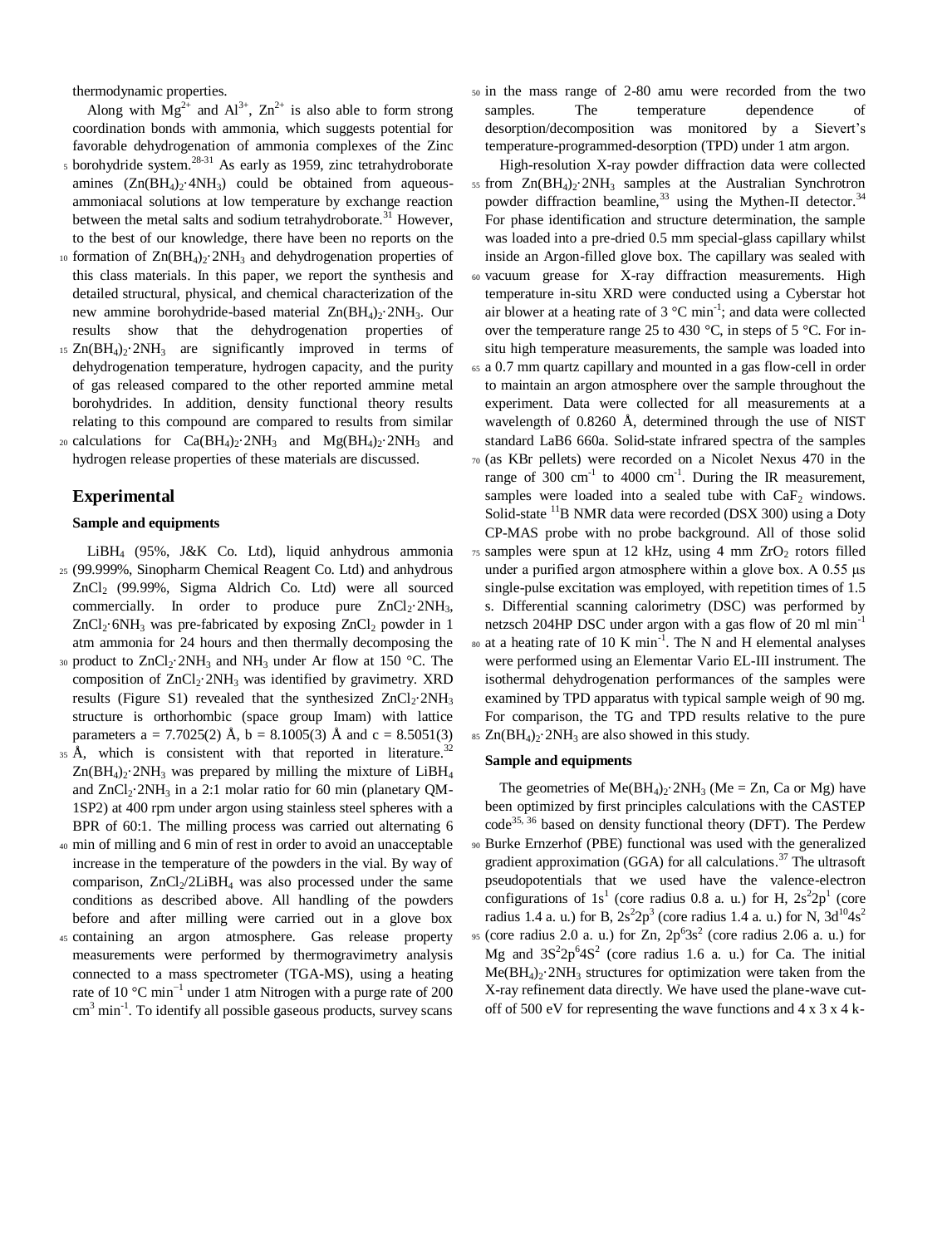thermodynamic properties.

Along with $Mg^{2+}$ and $Al^{3+}$, $Zn^{2+}$ is also able to form strong coordination bonds with ammonia, which suggests potential for favorable dehydrogenation of ammonia complexes of the Zinc borohydride system.[28-31] As early as 1959, zinc tetrahydroborate amines ($Zn(BH_4)_2{\cdot}4NH_3$) could be obtained from aqueous-ammoniacal solutions at low temperature by exchange reaction between the metal salts and sodium tetrahydroborate.[31] However, to the best of our knowledge, there have been no reports on the formation of $Zn(BH_4)_2{\cdot}2NH_3$ and dehydrogenation properties of this class materials. In this paper, we report the synthesis and detailed structural, physical, and chemical characterization of the new ammine borohydride-based material $Zn(BH_4)_2{\cdot}2NH_3$. Our results show that the dehydrogenation properties of $Zn(BH_4)_2{\cdot}2NH_3$ are significantly improved in terms of dehydrogenation temperature, hydrogen capacity, and the purity of gas released compared to the other reported ammine metal borohydrides. In addition, density functional theory results relating to this compound are compared to results from similar calculations for $Ca(BH_4)_2{\cdot}2NH_3$ and $Mg(BH_4)_2{\cdot}2NH_3$ and hydrogen release properties of these materials are discussed.

## Experimental

### Sample and equipments

$LiBH_4$ (95%, J&K Co. Ltd), liquid anhydrous ammonia (99.999%, Sinopharm Chemical Reagent Co. Ltd) and anhydrous $ZnCl_2$ (99.99%, Sigma Aldrich Co. Ltd) were all sourced commercially. In order to produce pure $ZnCl_2{\cdot}2NH_3$, $ZnCl_2{\cdot}6NH_3$ was pre-fabricated by exposing $ZnCl_2$ powder in 1 atm ammonia for 24 hours and then thermally decomposing the product to $ZnCl_2{\cdot}2NH_3$ and $NH_3$ under Ar flow at 150 °C. The composition of $ZnCl_2{\cdot}2NH_3$ was identified by gravimetry. XRD results (Figure S1) revealed that the synthesized $ZnCl_2{\cdot}2NH_3$ structure is orthorhombic (space group Imam) with lattice parameters a = 7.7025(2) Å, b = 8.1005(3) Å and c = 8.5051(3) Å, which is consistent with that reported in literature.[32] $Zn(BH_4)_2{\cdot}2NH_3$ was prepared by milling the mixture of $LiBH_4$ and $ZnCl_2{\cdot}2NH_3$ in a 2:1 molar ratio for 60 min (planetary QM-1SP2) at 400 rpm under argon using stainless steel spheres with a BPR of 60:1. The milling process was carried out alternating 6 min of milling and 6 min of rest in order to avoid an unacceptable increase in the temperature of the powders in the vial. By way of comparison, $ZnCl_2/2LiBH_4$ was also processed under the same conditions as described above. All handling of the powders before and after milling were carried out in a glove box containing an argon atmosphere. Gas release property measurements were performed by thermogravimetry analysis connected to a mass spectrometer (TGA-MS), using a heating rate of 10 °C $min^{-1}$ under 1 atm Nitrogen with a purge rate of 200 $cm^3$ $min^{-1}$. To identify all possible gaseous products, survey scans in the mass range of 2-80 amu were recorded from the two samples. The temperature dependence of desorption/decomposition was monitored by a Sievert's temperature-programmed-desorption (TPD) under 1 atm argon.

High-resolution X-ray powder diffraction data were collected from $Zn(BH_4)_2{\cdot}2NH_3$ samples at the Australian Synchrotron powder diffraction beamline,[33] using the Mythen-II detector.[34] For phase identification and structure determination, the sample was loaded into a pre-dried 0.5 mm special-glass capillary whilst inside an Argon-filled glove box. The capillary was sealed with vacuum grease for X-ray diffraction measurements. High temperature in-situ XRD were conducted using a Cyberstar hot air blower at a heating rate of 3 °C $min^{-1}$; and data were collected over the temperature range 25 to 430 °C, in steps of 5 °C. For in-situ high temperature measurements, the sample was loaded into a 0.7 mm quartz capillary and mounted in a gas flow-cell in order to maintain an argon atmosphere over the sample throughout the experiment. Data were collected for all measurements at a wavelength of 0.8260 Å, determined through the use of NIST standard LaB6 660a. Solid-state infrared spectra of the samples (as KBr pellets) were recorded on a Nicolet Nexus 470 in the range of 300 $cm^{-1}$ to 4000 $cm^{-1}$. During the IR measurement, samples were loaded into a sealed tube with $CaF_2$ windows. Solid-state $^{11}B$ NMR data were recorded (DSX 300) using a Doty CP-MAS probe with no probe background. All of those solid samples were spun at 12 kHz, using 4 mm $ZrO_2$ rotors filled under a purified argon atmosphere within a glove box. A 0.55 μs single-pulse excitation was employed, with repetition times of 1.5 s. Differential scanning calorimetry (DSC) was performed by netzsch 204HP DSC under argon with a gas flow of 20 ml $min^{-1}$ at a heating rate of 10 K $min^{-1}$. The N and H elemental analyses were performed using an Elementar Vario EL-III instrument. The isothermal dehydrogenation performances of the samples were examined by TPD apparatus with typical sample weigh of 90 mg. For comparison, the TG and TPD results relative to the pure $Zn(BH_4)_2{\cdot}2NH_3$ are also showed in this study.

### Sample and equipments

The geometries of $Me(BH_4)_2{\cdot}2NH_3$ (Me = Zn, Ca or Mg) have been optimized by first principles calculations with the CASTEP code[35, 36] based on density functional theory (DFT). The Perdew Burke Ernzerhof (PBE) functional was used with the generalized gradient approximation (GGA) for all calculations.[37] The ultrasoft pseudopotentials that we used have the valence-electron configurations of $1s^1$ (core radius 0.8 a. u.) for H, $2s^22p^1$ (core radius 1.4 a. u.) for B, $2s^22p^3$ (core radius 1.4 a. u.) for N, $3d^{10}4s^2$ (core radius 2.0 a. u.) for Zn, $2p^63s^2$ (core radius 2.06 a. u.) for Mg and $3S^23p^64S^2$ (core radius 1.6 a. u.) for Ca. The initial $Me(BH_4)_2{\cdot}2NH_3$ structures for optimization were taken from the X-ray refinement data directly. We have used the plane-wave cut-off of 500 eV for representing the wave functions and 4 x 3 x 4 k-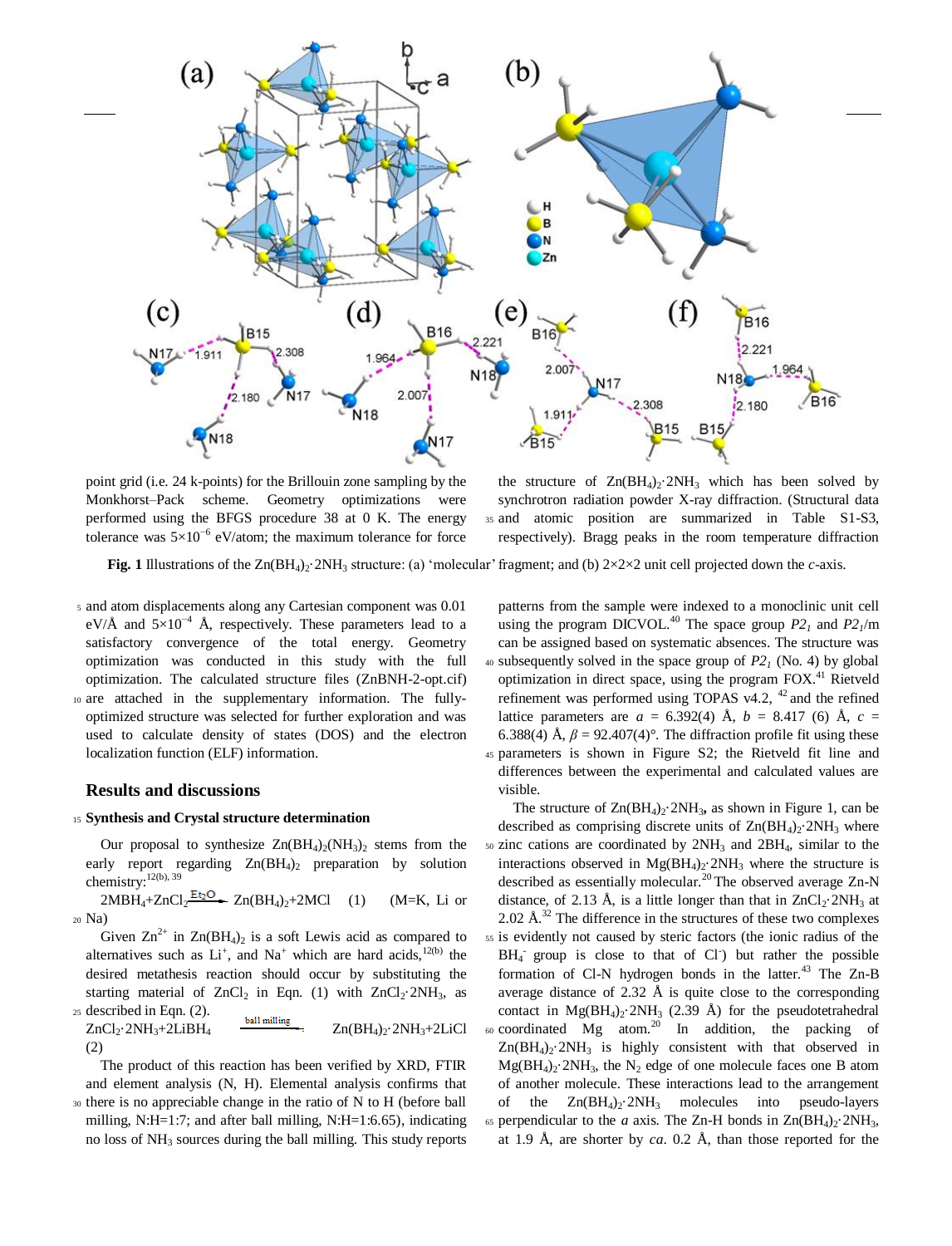point grid (i.e. 24 k-points) for the Brillouin zone sampling by the Monkhorst–Pack scheme. Geometry optimizations were performed using the BFGS procedure 38 at 0 K. The energy tolerance was $5\times10^{-6}$ eV/atom; the maximum tolerance for force and atom displacements along any Cartesian component was 0.01 eV/Å and $5\times10^{-4}$ Å, respectively. These parameters lead to a satisfactory convergence of the total energy. Geometry optimization was conducted in this study with the full optimization. The calculated structure files (ZnBNH-2-opt.cif) are attached in the supplementary information. The fully-optimized structure was selected for further exploration and was used to calculate density of states (DOS) and the electron localization function (ELF) information.

## Results and discussions

### Synthesis and Crystal structure determination

Our proposal to synthesize $Zn(BH_4)_2(NH_3)_2$ stems from the early report regarding $Zn(BH_4)_2$ preparation by solution chemistry:[12(b), 39]

$$2MBH_4+ZnCl_2 \xrightarrow{Et_2O} Zn(BH_4)_2+2MCl \quad (1) \quad (M=K, Li \text{ or } Na)$$

Given $Zn^{2+}$ in $Zn(BH_4)_2$ is a soft Lewis acid as compared to alternatives such as $Li^+$, and $Na^+$ which are hard acids,[12(b)] the desired metathesis reaction should occur by substituting the starting material of $ZnCl_2$ in Eqn. (1) with $ZnCl_2{\cdot}2NH_3$, as described in Eqn. (2).

$$ZnCl_2{\cdot}2NH_3+2LiBH_4 \xrightarrow{\text{ball milling}} Zn(BH_4)_2{\cdot}2NH_3+2LiCl \quad (2)$$

The product of this reaction has been verified by XRD, FTIR and element analysis (N, H). Elemental analysis confirms that there is no appreciable change in the ratio of N to H (before ball milling, N:H=1:7; and after ball milling, N:H=1:6.65), indicating no loss of $NH_3$ sources during the ball milling. This study reports the structure of $Zn(BH_4)_2{\cdot}2NH_3$ which has been solved by synchrotron radiation powder X-ray diffraction. (Structural data and atomic position are summarized in Table S1-S3, respectively). Bragg peaks in the room temperature diffraction patterns from the sample were indexed to a monoclinic unit cell using the program DICVOL.[40] The space group $P2_1$ and $P2_1/m$ can be assigned based on systematic absences. The structure was subsequently solved in the space group of $P2_1$ (No. 4) by global optimization in direct space, using the program FOX.[41] Rietveld refinement was performed using TOPAS v4.2, [42] and the refined lattice parameters are $a$ = 6.392(4) Å, $b$ = 8.417 (6) Å, $c$ = 6.388(4) Å, $\beta$ = 92.407(4)°. The diffraction profile fit using these parameters is shown in Figure S2; the Rietveld fit line and differences between the experimental and calculated values are visible.

**Fig. 1** Illustrations of the $Zn(BH_4)_2{\cdot}2NH_3$ structure: (a) 'molecular' fragment; and (b) 2×2×2 unit cell projected down the $c$-axis.

The structure of $Zn(BH_4)_2{\cdot}2NH_3$, as shown in Figure 1, can be described as comprising discrete units of $Zn(BH_4)_2{\cdot}2NH_3$ where zinc cations are coordinated by $2NH_3$ and $2BH_4$, similar to the interactions observed in $Mg(BH_4)_2{\cdot}2NH_3$ where the structure is described as essentially molecular.[20] The observed average Zn-N distance, of 2.13 Å, is a little longer than that in $ZnCl_2{\cdot}2NH_3$ at 2.02 Å.[32] The difference in the structures of these two complexes is evidently not caused by steric factors (the ionic radius of the $BH_4^-$ group is close to that of $Cl^-$) but rather the possible formation of Cl-N hydrogen bonds in the latter.[43] The Zn-B average distance of 2.32 Å is quite close to the corresponding contact in $Mg(BH_4)_2{\cdot}2NH_3$ (2.39 Å) for the pseudotetrahedral coordinated Mg atom.[20] In addition, the packing of $Zn(BH_4)_2{\cdot}2NH_3$ is highly consistent with that observed in $Mg(BH_4)_2{\cdot}2NH_3$, the $N_2$ edge of one molecule faces one B atom of another molecule. These interactions lead to the arrangement of the $Zn(BH_4)_2{\cdot}2NH_3$ molecules into pseudo-layers perpendicular to the $a$ axis. The Zn-H bonds in $Zn(BH_4)_2{\cdot}2NH_3$, at 1.9 Å, are shorter by $ca.$ 0.2 Å, than those reported for the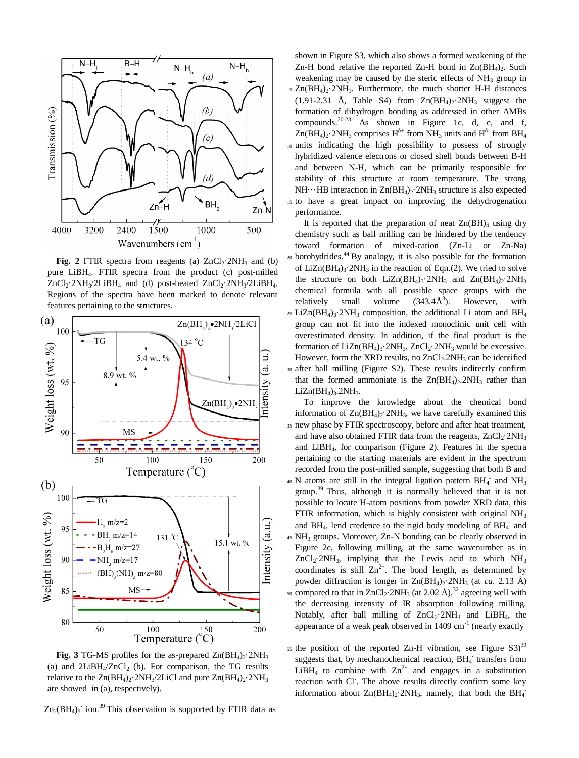**Fig. 2** FTIR spectra from reagents (a) $ZnCl_2·2NH_3$ and (b) pure $LiBH_4$. FTIR spectra from the product (c) post-milled $ZnCl_2·2NH_3/2LiBH_4$ and (d) post-heated $ZnCl_2·2NH_3/2LiBH_4$. Regions of the spectra have been marked to denote relevant features pertaining to the structures.

**Fig. 3** TG-MS profiles for the as-prepared $Zn(BH_4)_2·2NH_3$ (a) and $2LiBH_4/ZnCl_2$ (b). For comparison, the TG results relative to the $Zn(BH_4)_2·2NH_3/2LiCl$ and pure $Zn(BH_4)_2·2NH_3$ are showed in (a), respectively).

$Zn_2(BH_4)_5^-$ ion.[39] This observation is supported by FTIR data as shown in Figure S3, which also shows a formed weakening of the Zn-H bond relative the reported Zn-H bond in $Zn(BH_4)_2$. Such weakening may be caused by the steric effects of $NH_3$ group in $Zn(BH_4)_2·2NH_3$. Furthermore, the much shorter H-H distances (1.91-2.31 Å, Table S4) from $Zn(BH_4)_2·2NH_3$ suggest the formation of dihydrogen bonding as addressed in other AMBs compounds.[20-23] As shown in Figure 1c, d, e, and f, $Zn(BH_4)_2·2NH_3$ comprises $H^{\delta+}$ from $NH_3$ units and $H^{\delta-}$ from $BH_4$ units indicating the high possibility to possess of strongly hybridized valence electrons or closed shell bonds between B-H and between N-H, which can be primarily responsible for stability of this structure at room temperature. The strong NH···HB interaction in $Zn(BH_4)_2·2NH_3$ structure is also expected to have a great impact on improving the dehydrogenation performance.

It is reported that the preparation of neat $Zn(BH)_4$ using dry chemistry such as ball milling can be hindered by the tendency toward formation of mixed-cation (Zn-Li or Zn-Na) borohydrides.[44] By analogy, it is also possible for the formation of $LiZn(BH_4)_3·2NH_3$ in the reaction of Eqn.(2). We tried to solve the structure on both $LiZn(BH_4)_3·2NH_3$ and $Zn(BH_4)_2·2NH_3$ chemical formula with all possible space groups with the relatively small volume (343.4Å$^3$). However, with $LiZn(BH_4)_3·2NH_3$ composition, the additional Li atom and $BH_4$ group can not fit into the indexed monoclinic unit cell with overestimated density. In addition, if the final product is the formation of $LiZn(BH_4)_3·2NH_3$, $ZnCl_2·2NH_3$ would be excessive. However, form the XRD results, no $ZnCl_2.2NH_3$ can be identified after ball milling (Figure S2). These results indirectly confirm that the formed ammoniate is the $Zn(BH_4)_2.2NH_3$ rather than $LiZn(BH_4)_3.2NH_3$.

To improve the knowledge about the chemical bond information of $Zn(BH_4)_2·2NH_3$, we have carefully examined this new phase by FTIR spectroscopy, before and after heat treatment, and have also obtained FTIR data from the reagents, $ZnCl_2·2NH_3$ and $LiBH_4$, for comparison (Figure 2). Features in the spectra pertaining to the starting materials are evident in the spectrum recorded from the post-milled sample, suggesting that both B and N atoms are still in the integral ligation pattern $BH_4^-$ and $NH_3$ group.[39] Thus, although it is normally believed that it is not possible to locate H-atom positions from powder XRD data, this FTIR information, which is highly consistent with original $NH_3$ and $BH_4$, lend credence to the rigid body modeling of $BH_4^-$ and $NH_3$ groups. Moreover, Zn-N bonding can be clearly observed in Figure 2c, following milling, at the same wavenumber as in $ZnCl_2·2NH_3$, implying that the Lewis acid to which $NH_3$ coordinates is still $Zn^{2+}$. The bond length, as determined by powder diffraction is longer in $Zn(BH_4)_2·2NH_3$ (at *ca.* 2.13 Å) compared to that in $ZnCl_2·2NH_3$ (at 2.02 Å),[32] agreeing well with the decreasing intensity of IR absorption following milling. Notably, after ball milling of $ZnCl_2·2NH_3$ and $LiBH_4$, the appearance of a weak peak observed in 1409 cm$^{-1}$ (nearly exactly the position of the reported Zn-H vibration, see Figure S3)[39] suggests that, by mechanochemical reaction, $BH_4^-$ transfers from $LiBH_4$ to combine with $Zn^{2+}$ and engages in a substitution reaction with $Cl^-$. The above results directly confirm some key information about $Zn(BH_4)_2·2NH_3$, namely, that both the $BH_4^-$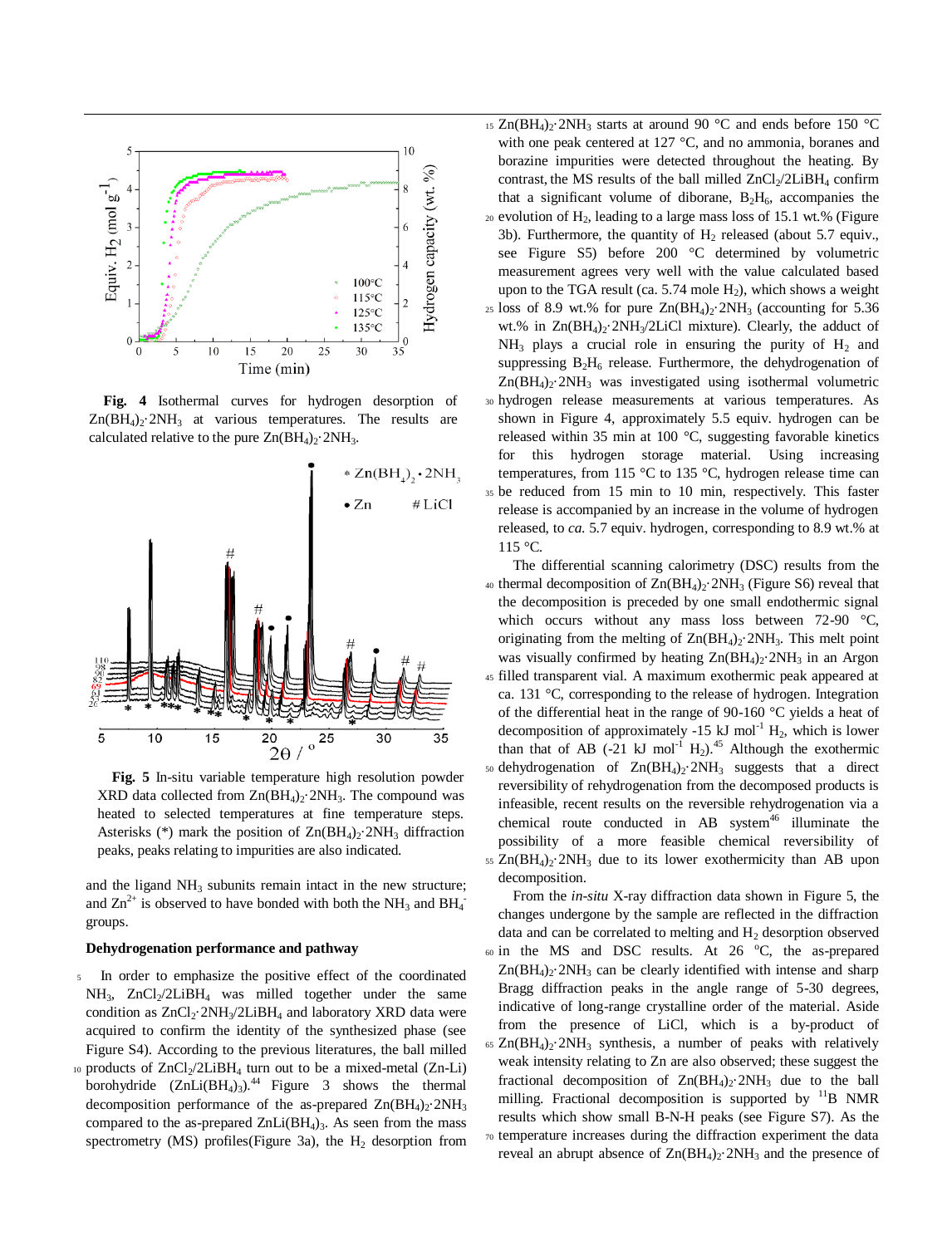**Fig. 4** Isothermal curves for hydrogen desorption of $Zn(BH_4)_2{\cdot}2NH_3$ at various temperatures. The results are calculated relative to the pure $Zn(BH_4)_2{\cdot}2NH_3$.

**Fig. 5** In-situ variable temperature high resolution powder XRD data collected from $Zn(BH_4)_2{\cdot}2NH_3$. The compound was heated to selected temperatures at fine temperature steps. Asterisks (*) mark the position of $Zn(BH_4)_2{\cdot}2NH_3$ diffraction peaks, peaks relating to impurities are also indicated.

and the ligand $NH_3$ subunits remain intact in the new structure; and $Zn^{2+}$ is observed to have bonded with both the $NH_3$ and $BH_4^-$ groups.

### Dehydrogenation performance and pathway

In order to emphasize the positive effect of the coordinated $NH_3$, $ZnCl_2/2LiBH_4$ was milled together under the same condition as $ZnCl_2{\cdot}2NH_3/2LiBH_4$ and laboratory XRD data were acquired to confirm the identity of the synthesized phase (see Figure S4). According to the previous literatures, the ball milled products of $ZnCl_2/2LiBH_4$ turn out to be a mixed-metal (Zn-Li) borohydride ($ZnLi(BH_4)_3$).[44] Figure 3 shows the thermal decomposition performance of the as-prepared $Zn(BH_4)_2{\cdot}2NH_3$ compared to the as-prepared $ZnLi(BH_4)_3$. As seen from the mass spectrometry (MS) profiles(Figure 3a), the $H_2$ desorption from $Zn(BH_4)_2{\cdot}2NH_3$ starts at around 90 °C and ends before 150 °C with one peak centered at 127 °C, and no ammonia, boranes and borazine impurities were detected throughout the heating. By contrast, the MS results of the ball milled $ZnCl_2/2LiBH_4$ confirm that a significant volume of diborane, $B_2H_6$, accompanies the evolution of $H_2$, leading to a large mass loss of 15.1 wt.% (Figure 3b). Furthermore, the quantity of $H_2$ released (about 5.7 equiv., see Figure S5) before 200 °C determined by volumetric measurement agrees very well with the value calculated based upon to the TGA result (ca. 5.74 mole $H_2$), which shows a weight loss of 8.9 wt.% for pure $Zn(BH_4)_2{\cdot}2NH_3$ (accounting for 5.36 wt.% in $Zn(BH_4)_2{\cdot}2NH_3/2LiCl$ mixture). Clearly, the adduct of $NH_3$ plays a crucial role in ensuring the purity of $H_2$ and suppressing $B_2H_6$ release. Furthermore, the dehydrogenation of $Zn(BH_4)_2{\cdot}2NH_3$ was investigated using isothermal volumetric hydrogen release measurements at various temperatures. As shown in Figure 4, approximately 5.5 equiv. hydrogen can be released within 35 min at 100 °C, suggesting favorable kinetics for this hydrogen storage material. Using increasing temperatures, from 115 °C to 135 °C, hydrogen release time can be reduced from 15 min to 10 min, respectively. This faster release is accompanied by an increase in the volume of hydrogen released, to *ca.* 5.7 equiv. hydrogen, corresponding to 8.9 wt.% at 115 °C.

The differential scanning calorimetry (DSC) results from the thermal decomposition of $Zn(BH_4)_2{\cdot}2NH_3$ (Figure S6) reveal that the decomposition is preceded by one small endothermic signal which occurs without any mass loss between 72-90 °C, originating from the melting of $Zn(BH_4)_2{\cdot}2NH_3$. This melt point was visually confirmed by heating $Zn(BH_4)_2{\cdot}2NH_3$ in an Argon filled transparent vial. A maximum exothermic peak appeared at ca. 131 °C, corresponding to the release of hydrogen. Integration of the differential heat in the range of 90-160 °C yields a heat of decomposition of approximately -15 kJ $mol^{-1}$ $H_2$, which is lower than that of AB (-21 kJ $mol^{-1}$ $H_2$).[45] Although the exothermic dehydrogenation of $Zn(BH_4)_2{\cdot}2NH_3$ suggests that a direct reversibility of rehydrogenation from the decomposed products is infeasible, recent results on the reversible rehydrogenation via a chemical route conducted in AB system[46] illuminate the possibility of a more feasible chemical reversibility of $Zn(BH_4)_2{\cdot}2NH_3$ due to its lower exothermicity than AB upon decomposition.

From the *in-situ* X-ray diffraction data shown in Figure 5, the changes undergone by the sample are reflected in the diffraction data and can be correlated to melting and $H_2$ desorption observed in the MS and DSC results. At 26 °C, the as-prepared $Zn(BH_4)_2{\cdot}2NH_3$ can be clearly identified with intense and sharp Bragg diffraction peaks in the angle range of 5-30 degrees, indicative of long-range crystalline order of the material. Aside from the presence of LiCl, which is a by-product of $Zn(BH_4)_2{\cdot}2NH_3$ synthesis, a number of peaks with relatively weak intensity relating to Zn are also observed; these suggest the fractional decomposition of $Zn(BH_4)_2{\cdot}2NH_3$ due to the ball milling. Fractional decomposition is supported by $^{11}B$ NMR results which show small B-N-H peaks (see Figure S7). As the temperature increases during the diffraction experiment the data reveal an abrupt absence of $Zn(BH_4)_2{\cdot}2NH_3$ and the presence of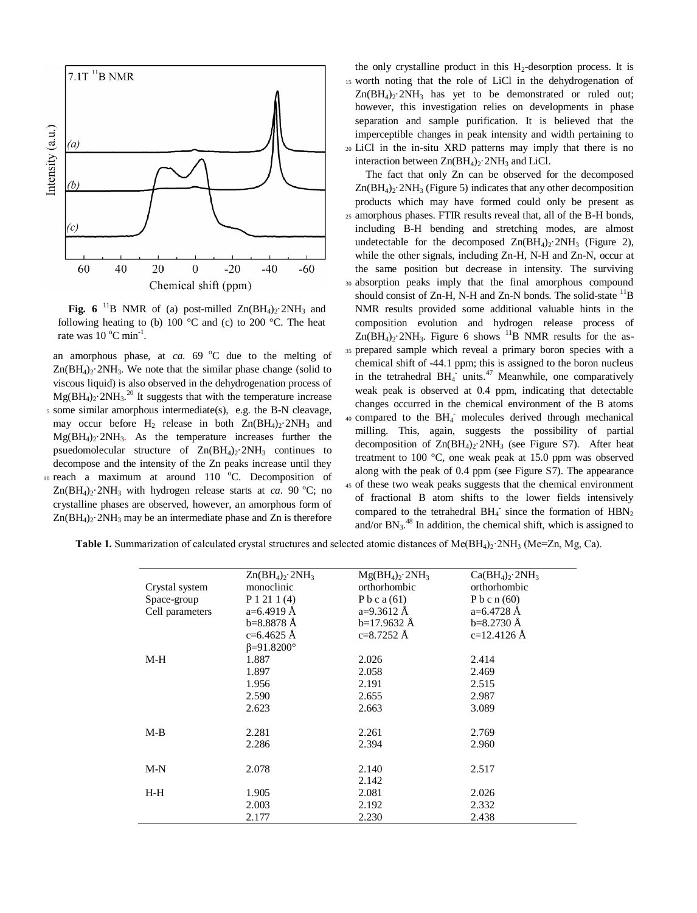**Fig. 6** $^{11}B$ NMR of (a) post-milled $Zn(BH_4)_2{\cdot}2NH_3$ and following heating to (b) 100 °C and (c) to 200 °C. The heat rate was 10 °C min$^{-1}$.

an amorphous phase, at *ca.* 69 °C due to the melting of $Zn(BH_4)_2{\cdot}2NH_3$. We note that the similar phase change (solid to viscous liquid) is also observed in the dehydrogenation process of $Mg(BH_4)_2{\cdot}2NH_3$.[20] It suggests that with the temperature increase some similar amorphous intermediate(s), e.g. the B-N cleavage, may occur before $H_2$ release in both $Zn(BH_4)_2{\cdot}2NH_3$ and $Mg(BH_4)_2{\cdot}2NH_3$. As the temperature increases further the psuedomolecular structure of $Zn(BH_4)_2{\cdot}2NH_3$ continues to decompose and the intensity of the Zn peaks increase until they reach a maximum at around 110 °C. Decomposition of $Zn(BH_4)_2{\cdot}2NH_3$ with hydrogen release starts at *ca*. 90 °C; no crystalline phases are observed, however, an amorphous form of $Zn(BH_4)_2{\cdot}2NH_3$ may be an intermediate phase and Zn is therefore the only crystalline product in this $H_2$-desorption process. It is worth noting that the role of LiCl in the dehydrogenation of $Zn(BH_4)_2{\cdot}2NH_3$ has yet to be demonstrated or ruled out; however, this investigation relies on developments in phase separation and sample purification. It is believed that the imperceptible changes in peak intensity and width pertaining to LiCl in the in-situ XRD patterns may imply that there is no interaction between $Zn(BH_4)_2{\cdot}2NH_3$ and LiCl.

The fact that only Zn can be observed for the decomposed $Zn(BH_4)_2{\cdot}2NH_3$ (Figure 5) indicates that any other decomposition products which may have formed could only be present as amorphous phases. FTIR results reveal that, all of the B-H bonds, including B-H bending and stretching modes, are almost undetectable for the decomposed $Zn(BH_4)_2{\cdot}2NH_3$ (Figure 2), while the other signals, including Zn-H, N-H and Zn-N, occur at the same position but decrease in intensity. The surviving absorption peaks imply that the final amorphous compound should consist of Zn-H, N-H and Zn-N bonds. The solid-state $^{11}B$ NMR results provided some additional valuable hints in the composition evolution and hydrogen release process of $Zn(BH_4)_2{\cdot}2NH_3$. Figure 6 shows $^{11}B$ NMR results for the as-prepared sample which reveal a primary boron species with a chemical shift of -44.1 ppm; this is assigned to the boron nucleus in the tetrahedral $BH_4^-$ units.[47] Meanwhile, one comparatively weak peak is observed at 0.4 ppm, indicating that detectable changes occurred in the chemical environment of the B atoms compared to the $BH_4^-$ molecules derived through mechanical milling. This, again, suggests the possibility of partial decomposition of $Zn(BH_4)_2{\cdot}2NH_3$ (see Figure S7). After heat treatment to 100 °C, one weak peak at 15.0 ppm was observed along with the peak of 0.4 ppm (see Figure S7). The appearance of these two weak peaks suggests that the chemical environment of fractional B atom shifts to the lower fields intensively compared to the tetrahedral $BH_4^-$ since the formation of $HBN_2$ and/or $BN_3$.[48] In addition, the chemical shift, which is assigned to

**Table 1.** Summarization of calculated crystal structures and selected atomic distances of $Me(BH_4)_2{\cdot}2NH_3$ (Me=Zn, Mg, Ca).

| | $Zn(BH_4)_2{\cdot}2NH_3$ | $Mg(BH_4)_2{\cdot}2NH_3$ | $Ca(BH_4)_2{\cdot}2NH_3$ |
|---|---|---|---|
| Crystal system | monoclinic | orthorhombic | orthorhombic |
| Space-group | P 1 21 1 (4) | P b c a (61) | P b c n (60) |
| Cell parameters | a=6.4919 Å | a=9.3612 Å | a=6.4728 Å |
| | b=8.8878 Å | b=17.9632 Å | b=8.2730 Å |
| | c=6.4625 Å | c=8.7252 Å | c=12.4126 Å |
| | β=91.8200° | | |
| M-H | 1.887 | 2.026 | 2.414 |
| | 1.897 | 2.058 | 2.469 |
| | 1.956 | 2.191 | 2.515 |
| | 2.590 | 2.655 | 2.987 |
| | 2.623 | 2.663 | 3.089 |
| M-B | 2.281 | 2.261 | 2.769 |
| | 2.286 | 2.394 | 2.960 |
| M-N | 2.078 | 2.140 | 2.517 |
| | | 2.142 | |
| H-H | 1.905 | 2.081 | 2.026 |
| | 2.003 | 2.192 | 2.332 |
| | 2.177 | 2.230 | 2.438 |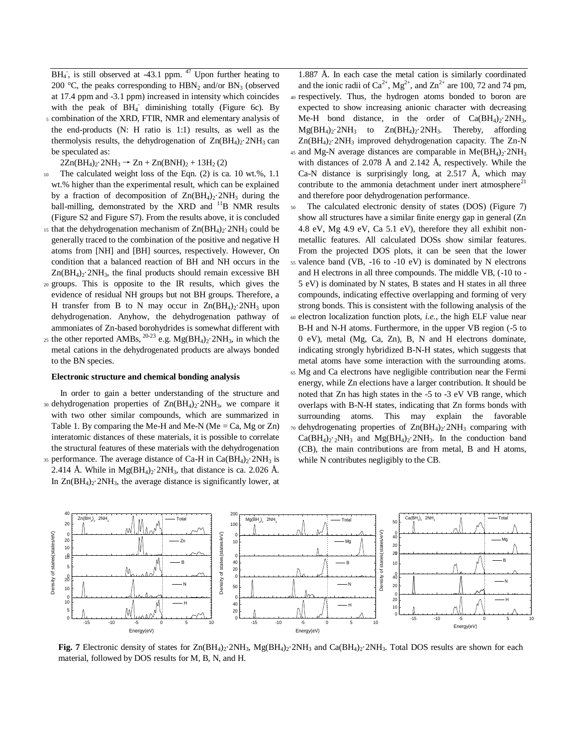$BH_4^-$, is still observed at -43.1 ppm. [47] Upon further heating to 200 °C, the peaks corresponding to $HBN_2$ and/or $BN_3$ (observed at 17.4 ppm and -3.1 ppm) increased in intensity which coincides with the peak of $BH_4^-$ diminishing totally (Figure 6c). By combination of the XRD, FTIR, NMR and elementary analysis of the end-products (N: H ratio is 1:1) results, as well as the thermolysis results, the dehydrogenation of $Zn(BH_4)_2{\cdot}2NH_3$ can be speculated as:

$$2Zn(BH_4)_2{\cdot}2NH_3 \rightarrow Zn + Zn(BNH)_2 + 13H_2 \quad (2)$$

The calculated weight loss of the Eqn. (2) is ca. 10 wt.%, 1.1 wt.% higher than the experimental result, which can be explained by a fraction of decomposition of $Zn(BH_4)_2{\cdot}2NH_3$ during the ball-milling, demonstrated by the XRD and $^{11}B$ NMR results (Figure S2 and Figure S7). From the results above, it is concluded that the dehydrogenation mechanism of $Zn(BH_4)_2{\cdot}2NH_3$ could be generally traced to the combination of the positive and negative H atoms from [NH] and [BH] sources, respectively. However, On condition that a balanced reaction of BH and NH occurs in the $Zn(BH_4)_2{\cdot}2NH_3$, the final products should remain excessive BH groups. This is opposite to the IR results, which gives the evidence of residual NH groups but not BH groups. Therefore, a H transfer from B to N may occur in $Zn(BH_4)_2{\cdot}2NH_3$ upon dehydrogenation. Anyhow, the dehydrogenation pathway of ammoniates of Zn-based borohydrides is somewhat different with the other reported AMBs, [20-23] e.g. $Mg(BH_4)_2{\cdot}2NH_3$, in which the metal cations in the dehydrogenated products are always bonded to the BN species.

#### Electronic structure and chemical bonding analysis

In order to gain a better understanding of the structure and dehydrogenation properties of $Zn(BH_4)_2{\cdot}2NH_3$, we compare it with two other similar compounds, which are summarized in Table 1. By comparing the Me-H and Me-N (Me = Ca, Mg or Zn) interatomic distances of these materials, it is possible to correlate the structural features of these materials with the dehydrogenation performance. The average distance of Ca-H in $Ca(BH_4)_2{\cdot}2NH_3$ is 2.414 Å. While in $Mg(BH_4)_2{\cdot}2NH_3$, that distance is ca. 2.026 Å. In $Zn(BH_4)_2{\cdot}2NH_3$, the average distance is significantly lower, at 1.887 Å. In each case the metal cation is similarly coordinated and the ionic radii of $Ca^{2+}$, $Mg^{2+}$, and $Zn^{2+}$ are 100, 72 and 74 pm, respectively. Thus, the hydrogen atoms bonded to boron are expected to show increasing anionic character with decreasing Me-H bond distance, in the order of $Ca(BH_4)_2{\cdot}2NH_3$, $Mg(BH_4)_2{\cdot}2NH_3$ to $Zn(BH_4)_2{\cdot}2NH_3$. Thereby, affording $Zn(BH_4)_2{\cdot}2NH_3$ improved dehydrogenation capacity. The Zn-N and Mg-N average distances are comparable in $Me(BH_4)_2{\cdot}2NH_3$ with distances of 2.078 Å and 2.142 Å, respectively. While the Ca-N distance is surprisingly long, at 2.517 Å, which may contribute to the ammonia detachment under inert atmosphere[21] and therefore poor dehydrogenation performance.

The calculated electronic density of states (DOS) (Figure 7) show all structures have a similar finite energy gap in general (Zn 4.8 eV, Mg 4.9 eV, Ca 5.1 eV), therefore they all exhibit non-metallic features. All calculated DOSs show similar features. From the projected DOS plots, it can be seen that the lower valence band (VB, -16 to -10 eV) is dominated by N electrons and H electrons in all three compounds. The middle VB, (-10 to -5 eV) is dominated by N states, B states and H states in all three compounds, indicating effective overlapping and forming of very strong bonds. This is consistent with the following analysis of the electron localization function plots, *i.e.*, the high ELF value near B-H and N-H atoms. Furthermore, in the upper VB region (-5 to 0 eV), metal (Mg, Ca, Zn), B, N and H electrons dominate, indicating strongly hybridized B-N-H states, which suggests that metal atoms have some interaction with the surrounding atoms. Mg and Ca electrons have negligible contribution near the Fermi energy, while Zn elections have a larger contribution. It should be noted that Zn has high states in the -5 to -3 eV VB range, which overlaps with B-N-H states, indicating that Zn forms bonds with surrounding atoms. This may explain the favorable dehydrogenating properties of $Zn(BH_4)_2{\cdot}2NH_3$ comparing with $Ca(BH_4)_2{\cdot}{}_2NH_3$ and $Mg(BH_4)_2{\cdot}2NH_3$. In the conduction band (CB), the main contributions are from metal, B and H atoms, while N contributes negligibly to the CB.

**Fig. 7** Electronic density of states for $Zn(BH_4)_2{\cdot}2NH_3$, $Mg(BH_4)_2{\cdot}2NH_3$ and $Ca(BH_4)_2{\cdot}2NH_3$. Total DOS results are shown for each material, followed by DOS results for M, B, N, and H.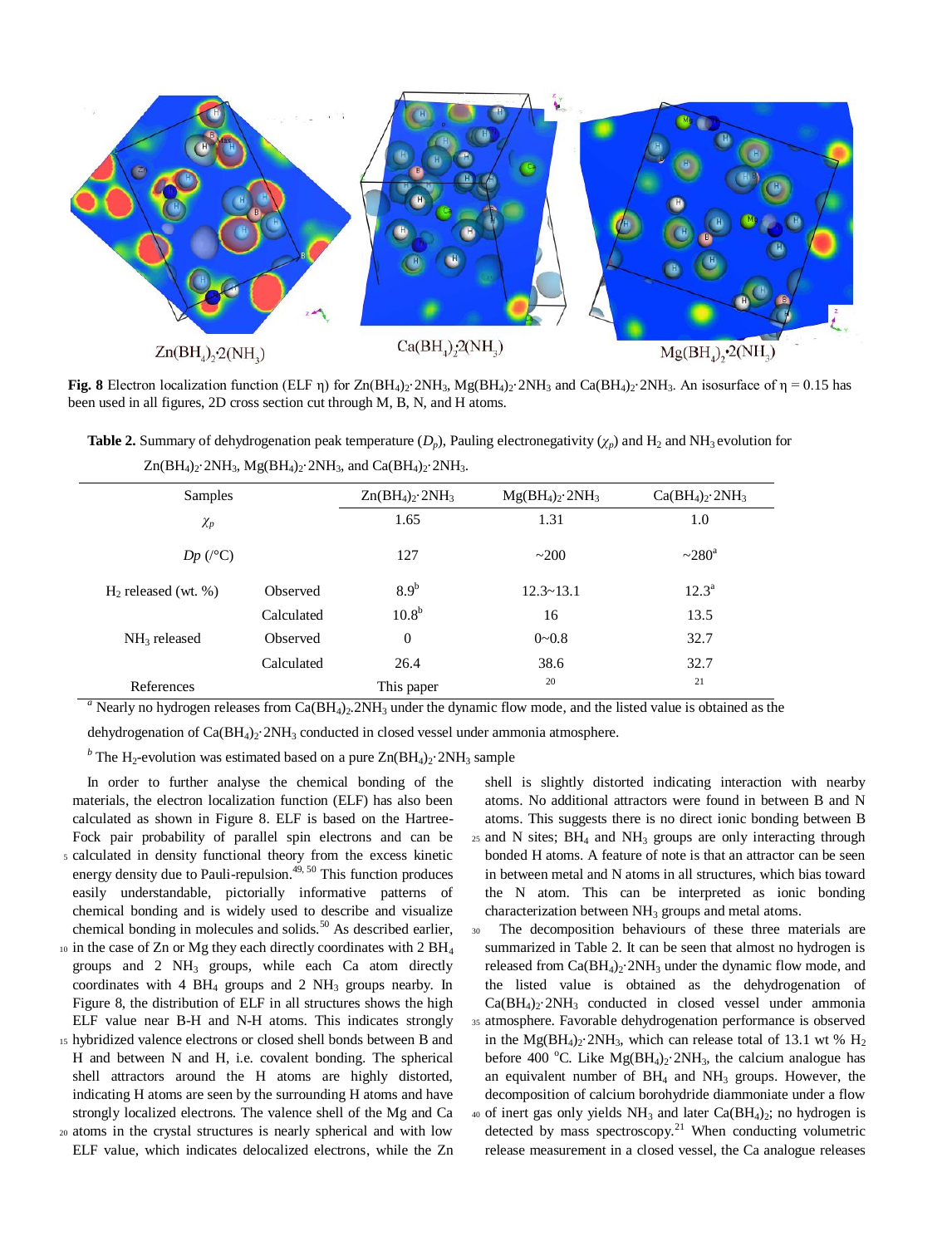**Fig. 8** Electron localization function (ELF η) for $Zn(BH_4)_2{\cdot}2NH_3$, $Mg(BH_4)_2{\cdot}2NH_3$ and $Ca(BH_4)_2{\cdot}2NH_3$. An isosurface of η = 0.15 has been used in all figures, 2D cross section cut through M, B, N, and H atoms.

**Table 2.** Summary of dehydrogenation peak temperature ($D_p$), Pauling electronegativity ($\chi_p$) and $H_2$ and $NH_3$ evolution for $Zn(BH_4)_2{\cdot}2NH_3$, $Mg(BH_4)_2{\cdot}2NH_3$, and $Ca(BH_4)_2{\cdot}2NH_3$.

| Samples | | $Zn(BH_4)_2{\cdot}2NH_3$ | $Mg(BH_4)_2{\cdot}2NH_3$ | $Ca(BH_4)_2{\cdot}2NH_3$ |
|---|---|---|---|---|
| $\chi_p$ | | 1.65 | 1.31 | 1.0 |
| $Dp$ (/°C) | | 127 | ~200 | ~280[a] |
| $H_2$ released (wt. %) | Observed | 8.9[b] | 12.3~13.1 | 12.3[a] |
| | Calculated | 10.8[b] | 16 | 13.5 |
| $NH_3$ released | Observed | 0 | 0~0.8 | 32.7 |
| | Calculated | 26.4 | 38.6 | 32.7 |
| References | | This paper | 20 | 21 |

[a] Nearly no hydrogen releases from $Ca(BH_4)_2.2NH_3$ under the dynamic flow mode, and the listed value is obtained as the dehydrogenation of $Ca(BH_4)_2{\cdot}2NH_3$ conducted in closed vessel under ammonia atmosphere.

[b] The $H_2$-evolution was estimated based on a pure $Zn(BH_4)_2{\cdot}2NH_3$ sample

In order to further analyse the chemical bonding of the materials, the electron localization function (ELF) has also been calculated as shown in Figure 8. ELF is based on the Hartree-Fock pair probability of parallel spin electrons and can be calculated in density functional theory from the excess kinetic energy density due to Pauli-repulsion.[49, 50] This function produces easily understandable, pictorially informative patterns of chemical bonding and is widely used to describe and visualize chemical bonding in molecules and solids.[50] As described earlier, in the case of Zn or Mg they each directly coordinates with 2 $BH_4$ groups and 2 $NH_3$ groups, while each Ca atom directly coordinates with 4 $BH_4$ groups and 2 $NH_3$ groups nearby. In Figure 8, the distribution of ELF in all structures shows the high ELF value near B-H and N-H atoms. This indicates strongly hybridized valence electrons or closed shell bonds between B and H and between N and H, i.e. covalent bonding. The spherical shell attractors around the H atoms are highly distorted, indicating H atoms are seen by the surrounding H atoms and have strongly localized electrons. The valence shell of the Mg and Ca atoms in the crystal structures is nearly spherical and with low ELF value, which indicates delocalized electrons, while the Zn shell is slightly distorted indicating interaction with nearby atoms. No additional attractors were found in between B and N atoms. This suggests there is no direct ionic bonding between B and N sites; $BH_4$ and $NH_3$ groups are only interacting through bonded H atoms. A feature of note is that an attractor can be seen in between metal and N atoms in all structures, which bias toward the N atom. This can be interpreted as ionic bonding characterization between $NH_3$ groups and metal atoms.

The decomposition behaviours of these three materials are summarized in Table 2. It can be seen that almost no hydrogen is released from $Ca(BH_4)_2{\cdot}2NH_3$ under the dynamic flow mode, and the listed value is obtained as the dehydrogenation of $Ca(BH_4)_2{\cdot}2NH_3$ conducted in closed vessel under ammonia atmosphere. Favorable dehydrogenation performance is observed in the $Mg(BH_4)_2{\cdot}2NH_3$, which can release total of 13.1 wt % $H_2$ before 400 °C. Like $Mg(BH_4)_2{\cdot}2NH_3$, the calcium analogue has an equivalent number of $BH_4$ and $NH_3$ groups. However, the decomposition of calcium borohydride diammoniate under a flow of inert gas only yields $NH_3$ and later $Ca(BH_4)_2$; no hydrogen is detected by mass spectroscopy.[21] When conducting volumetric release measurement in a closed vessel, the Ca analogue releases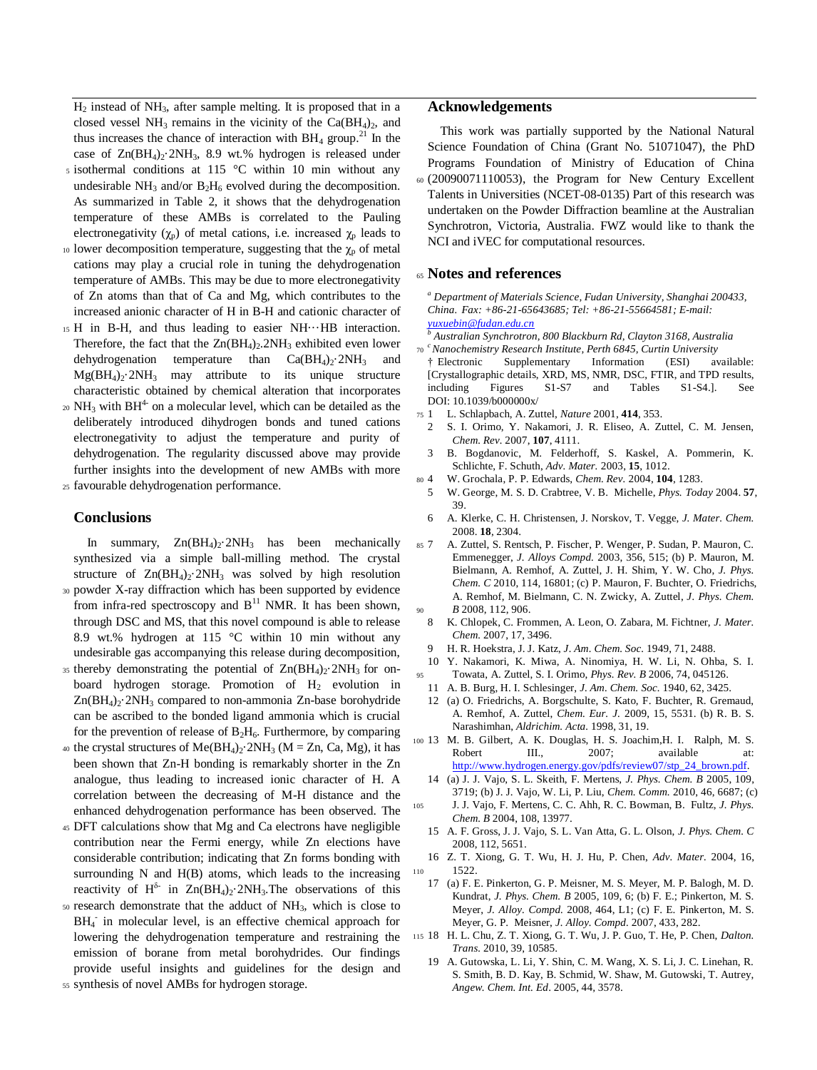$H_2$ instead of $NH_3$, after sample melting. It is proposed that in a closed vessel $NH_3$ remains in the vicinity of the $Ca(BH_4)_2$, and thus increases the chance of interaction with $BH_4$ group.[21] In the case of $Zn(BH_4)_2{\cdot}2NH_3$, 8.9 wt.% hydrogen is released under isothermal conditions at 115 °C within 10 min without any undesirable $NH_3$ and/or $B_2H_6$ evolved during the decomposition. As summarized in Table 2, it shows that the dehydrogenation temperature of these AMBs is correlated to the Pauling electronegativity ($\chi_p$) of metal cations, i.e. increased $\chi_p$ leads to lower decomposition temperature, suggesting that the $\chi_p$ of metal cations may play a crucial role in tuning the dehydrogenation temperature of AMBs. This may be due to more electronegativity of Zn atoms than that of Ca and Mg, which contributes to the increased anionic character of H in B-H and cationic character of H in B-H, and thus leading to easier NH···HB interaction. Therefore, the fact that the $Zn(BH_4)_2.2NH_3$ exhibited even lower dehydrogenation temperature than $Ca(BH_4)_2{\cdot}2NH_3$ and $Mg(BH_4)_2{\cdot}2NH_3$ may attribute to its unique structure characteristic obtained by chemical alteration that incorporates $NH_3$ with $BH^{4-}$ on a molecular level, which can be detailed as the deliberately introduced dihydrogen bonds and tuned cations electronegativity to adjust the temperature and purity of dehydrogenation. The regularity discussed above may provide further insights into the development of new AMBs with more favourable dehydrogenation performance.

## Conclusions

In summary, $Zn(BH_4)_2{\cdot}2NH_3$ has been mechanically synthesized via a simple ball-milling method. The crystal structure of $Zn(BH_4)_2{\cdot}2NH_3$ was solved by high resolution powder X-ray diffraction which has been supported by evidence from infra-red spectroscopy and $B^{11}$ NMR. It has been shown, through DSC and MS, that this novel compound is able to release 8.9 wt.% hydrogen at 115 °C within 10 min without any undesirable gas accompanying this release during decomposition, thereby demonstrating the potential of $Zn(BH_4)_2{\cdot}2NH_3$ for on-board hydrogen storage. Promotion of $H_2$ evolution in $Zn(BH_4)_2{\cdot}2NH_3$ compared to non-ammonia Zn-base borohydride can be ascribed to the bonded ligand ammonia which is crucial for the prevention of release of $B_2H_6$. Furthermore, by comparing the crystal structures of $Me(BH_4)_2{\cdot}2NH_3$ (M = Zn, Ca, Mg), it has been shown that Zn-H bonding is remarkably shorter in the Zn analogue, thus leading to increased ionic character of H. A correlation between the decreasing of M-H distance and the enhanced dehydrogenation performance has been observed. The DFT calculations show that Mg and Ca electrons have negligible contribution near the Fermi energy, while Zn electrons have considerable contribution; indicating that Zn forms bonding with surrounding N and H(B) atoms, which leads to the increasing reactivity of $H^{\delta-}$ in $Zn(BH_4)_2{\cdot}2NH_3$.The observations of this research demonstrate that the adduct of $NH_3$, which is close to $BH_4^-$ in molecular level, is an effective chemical approach for lowering the dehydrogenation temperature and restraining the emission of borane from metal borohydrides. Our findings provide useful insights and guidelines for the design and synthesis of novel AMBs for hydrogen storage.

## Acknowledgements

This work was partially supported by the National Natural Science Foundation of China (Grant No. 51071047), the PhD Programs Foundation of Ministry of Education of China (20090071110053), the Program for New Century Excellent Talents in Universities (NCET-08-0135) Part of this research was undertaken on the Powder Diffraction beamline at the Australian Synchrotron, Victoria, Australia. FWZ would like to thank the NCI and iVEC for computational resources.

## Notes and references

[a] *Department of Materials Science, Fudan University, Shanghai 200433, China. Fax: +86-21-65643685; Tel: +86-21-55664581; E-mail: yuxuebin@fudan.edu.cn*
[b] *Australian Synchrotron, 800 Blackburn Rd, Clayton 3168, Australia*
[c] *Nanochemistry Research Institute, Perth 6845, Curtin University*

† Electronic Supplementary Information (ESI) available: [Crystallographic details, XRD, MS, NMR, DSC, FTIR, and TPD results, including Figures S1-S7 and Tables S1-S4.]. See DOI: 10.1039/b000000x/

1. L. Schlapbach, A. Zuttel, *Nature* 2001, **414**, 353.
2. S. I. Orimo, Y. Nakamori, J. R. Eliseo, A. Zuttel, C. M. Jensen, *Chem. Rev.* 2007, **107**, 4111.
3. B. Bogdanovic, M. Felderhoff, S. Kaskel, A. Pommerin, K. Schlichte, F. Schuth, *Adv. Mater.* 2003, **15**, 1012.
4. W. Grochala, P. P. Edwards, *Chem. Rev.* 2004, **104**, 1283.
5. W. George, M. S. D. Crabtree, V. B. Michelle, *Phys. Today* 2004. **57**, 39.
6. A. Klerke, C. H. Christensen, J. Norskov, T. Vegge, *J. Mater. Chem.* 2008. **18**, 2304.
7. A. Zuttel, S. Rentsch, P. Fischer, P. Wenger, P. Sudan, P. Mauron, C. Emmenegger, *J. Alloys Compd.* 2003, 356, 515; (b) P. Mauron, M. Bielmann, A. Remhof, A. Zuttel, J. H. Shim, Y. W. Cho, *J. Phys. Chem. C* 2010, 114, 16801; (c) P. Mauron, F. Buchter, O. Friedrichs, A. Remhof, M. Bielmann, C. N. Zwicky, A. Zuttel, *J. Phys. Chem. B* 2008, 112, 906.
8. K. Chlopek, C. Frommen, A. Leon, O. Zabara, M. Fichtner, *J. Mater. Chem.* 2007, 17, 3496.
9. H. R. Hoekstra, J. J. Katz, *J. Am. Chem. Soc.* 1949, 71, 2488.
10. Y. Nakamori, K. Miwa, A. Ninomiya, H. W. Li, N. Ohba, S. I. Towata, A. Zuttel, S. I. Orimo, *Phys. Rev. B* 2006, 74, 045126.
11. A. B. Burg, H. I. Schlesinger, *J. Am. Chem. Soc.* 1940, 62, 3425.
12. (a) O. Friedrichs, A. Borgschulte, S. Kato, F. Buchter, R. Gremaud, A. Remhof, A. Zuttel, *Chem. Eur. J.* 2009, 15, 5531. (b) R. B. S. Narashimhan, *Aldrichim. Acta.* 1998, 31, 19.
13. M. B. Gilbert, A. K. Douglas, H. S. Joachim,H. I. Ralph, M. S. Robert III., 2007; available at: http://www.hydrogen.energy.gov/pdfs/review07/stp_24_brown.pdf.
14. (a) J. J. Vajo, S. L. Skeith, F. Mertens, *J. Phys. Chem. B* 2005, 109, 3719; (b) J. J. Vajo, W. Li, P. Liu, *Chem. Comm.* 2010, 46, 6687; (c) J. J. Vajo, F. Mertens, C. C. Ahh, R. C. Bowman, B. Fultz, *J. Phys. Chem. B* 2004, 108, 13977.
15. A. F. Gross, J. J. Vajo, S. L. Van Atta, G. L. Olson, *J. Phys. Chem. C* 2008, 112, 5651.
16. Z. T. Xiong, G. T. Wu, H. J. Hu, P. Chen, *Adv. Mater.* 2004, 16, 1522.
17. (a) F. E. Pinkerton, G. P. Meisner, M. S. Meyer, M. P. Balogh, M. D. Kundrat, *J. Phys. Chem. B* 2005, 109, 6; (b) F. E.; Pinkerton, M. S. Meyer, *J. Alloy. Compd.* 2008, 464, L1; (c) F. E. Pinkerton, M. S. Meyer, G. P. Meisner, *J. Alloy. Compd.* 2007, 433, 282.
18. H. L. Chu, Z. T. Xiong, G. T. Wu, J. P. Guo, T. He, P. Chen, *Dalton. Trans.* 2010, 39, 10585.
19. A. Gutowska, L. Li, Y. Shin, C. M. Wang, X. S. Li, J. C. Linehan, R. S. Smith, B. D. Kay, B. Schmid, W. Shaw, M. Gutowski, T. Autrey, *Angew. Chem. Int. Ed.* 2005, 44, 3578.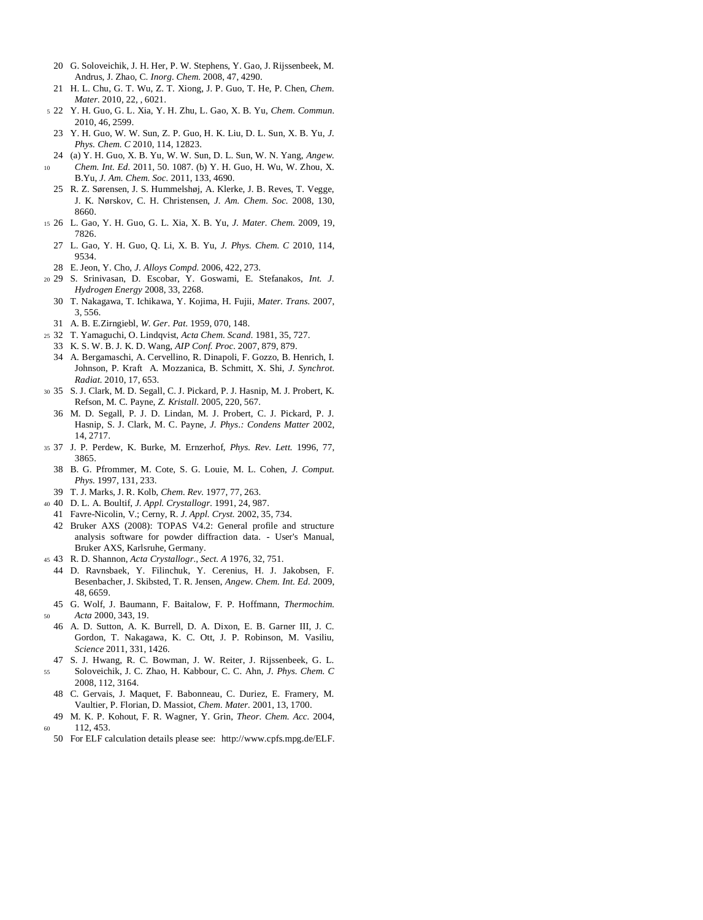20 G. Soloveichik, J. H. Her, P. W. Stephens, Y. Gao, J. Rijssenbeek, M. Andrus, J. Zhao, C. *Inorg. Chem.* 2008, 47, 4290.

21 H. L. Chu, G. T. Wu, Z. T. Xiong, J. P. Guo, T. He, P. Chen, *Chem. Mater.* 2010, 22, , 6021.

22 Y. H. Guo, G. L. Xia, Y. H. Zhu, L. Gao, X. B. Yu, *Chem. Commun.* 2010, 46, 2599.

23 Y. H. Guo, W. W. Sun, Z. P. Guo, H. K. Liu, D. L. Sun, X. B. Yu, *J. Phys. Chem. C* 2010, 114, 12823.

24 (a) Y. H. Guo, X. B. Yu, W. W. Sun, D. L. Sun, W. N. Yang, *Angew. Chem. Int. Ed.* 2011, 50. 1087. (b) Y. H. Guo, H. Wu, W. Zhou, X. B.Yu, *J. Am. Chem. Soc.* 2011, 133, 4690.

25 R. Z. Sørensen, J. S. Hummelshøj, A. Klerke, J. B. Reves, T. Vegge, J. K. Nørskov, C. H. Christensen, *J. Am. Chem. Soc.* 2008, 130, 8660.

26 L. Gao, Y. H. Guo, G. L. Xia, X. B. Yu, *J. Mater. Chem.* 2009, 19, 7826.

27 L. Gao, Y. H. Guo, Q. Li, X. B. Yu, *J. Phys. Chem. C* 2010, 114, 9534.

28 E. Jeon, Y. Cho, *J. Alloys Compd.* 2006, 422, 273.

29 S. Srinivasan, D. Escobar, Y. Goswami, E. Stefanakos, *Int. J. Hydrogen Energy* 2008, 33, 2268.

30 T. Nakagawa, T. Ichikawa, Y. Kojima, H. Fujii, *Mater. Trans.* 2007, 3, 556.

31 A. B. E.Zirngiebl, *W. Ger. Pat.* 1959, 070, 148.

32 T. Yamaguchi, O. Lindqvist, *Acta Chem. Scand.* 1981, 35, 727.

33 K. S. W. B. J. K. D. Wang, *AIP Conf. Proc.* 2007, 879, 879.

34 A. Bergamaschi, A. Cervellino, R. Dinapoli, F. Gozzo, B. Henrich, I. Johnson, P. Kraft A. Mozzanica, B. Schmitt, X. Shi, *J. Synchrot. Radiat.* 2010, 17, 653.

35 S. J. Clark, M. D. Segall, C. J. Pickard, P. J. Hasnip, M. J. Probert, K. Refson, M. C. Payne, *Z. Kristall.* 2005, 220, 567.

36 M. D. Segall, P. J. D. Lindan, M. J. Probert, C. J. Pickard, P. J. Hasnip, S. J. Clark, M. C. Payne, *J. Phys.: Condens Matter* 2002, 14, 2717.

37 J. P. Perdew, K. Burke, M. Ernzerhof, *Phys. Rev. Lett.* 1996, 77, 3865.

38 B. G. Pfrommer, M. Cote, S. G. Louie, M. L. Cohen, *J. Comput. Phys.* 1997, 131, 233.

39 T. J. Marks, J. R. Kolb, *Chem. Rev.* 1977, 77, 263.

40 D. L. A. Boultif, *J. Appl. Crystallogr.* 1991, 24, 987.

41 Favre-Nicolin, V.; Cerny, R. *J. Appl. Cryst.* 2002, 35, 734.

42 Bruker AXS (2008): TOPAS V4.2: General profile and structure analysis software for powder diffraction data. - User's Manual, Bruker AXS, Karlsruhe, Germany.

43 R. D. Shannon, *Acta Crystallogr., Sect. A* 1976, 32, 751.

44 D. Ravnsbaek, Y. Filinchuk, Y. Cerenius, H. J. Jakobsen, F. Besenbacher, J. Skibsted, T. R. Jensen, *Angew. Chem. Int. Ed.* 2009, 48, 6659.

45 G. Wolf, J. Baumann, F. Baitalow, F. P. Hoffmann, *Thermochim. Acta* 2000, 343, 19.

46 A. D. Sutton, A. K. Burrell, D. A. Dixon, E. B. Garner III, J. C. Gordon, T. Nakagawa, K. C. Ott, J. P. Robinson, M. Vasiliu, *Science* 2011, 331, 1426.

47 S. J. Hwang, R. C. Bowman, J. W. Reiter, J. Rijssenbeek, G. L. Soloveichik, J. C. Zhao, H. Kabbour, C. C. Ahn, *J. Phys. Chem. C* 2008, 112, 3164.

48 C. Gervais, J. Maquet, F. Babonneau, C. Duriez, E. Framery, M. Vaultier, P. Florian, D. Massiot, *Chem. Mater.* 2001, 13, 1700.

49 M. K. P. Kohout, F. R. Wagner, Y. Grin, *Theor. Chem. Acc.* 2004, 112, 453.

50 For ELF calculation details please see: http://www.cpfs.mpg.de/ELF.